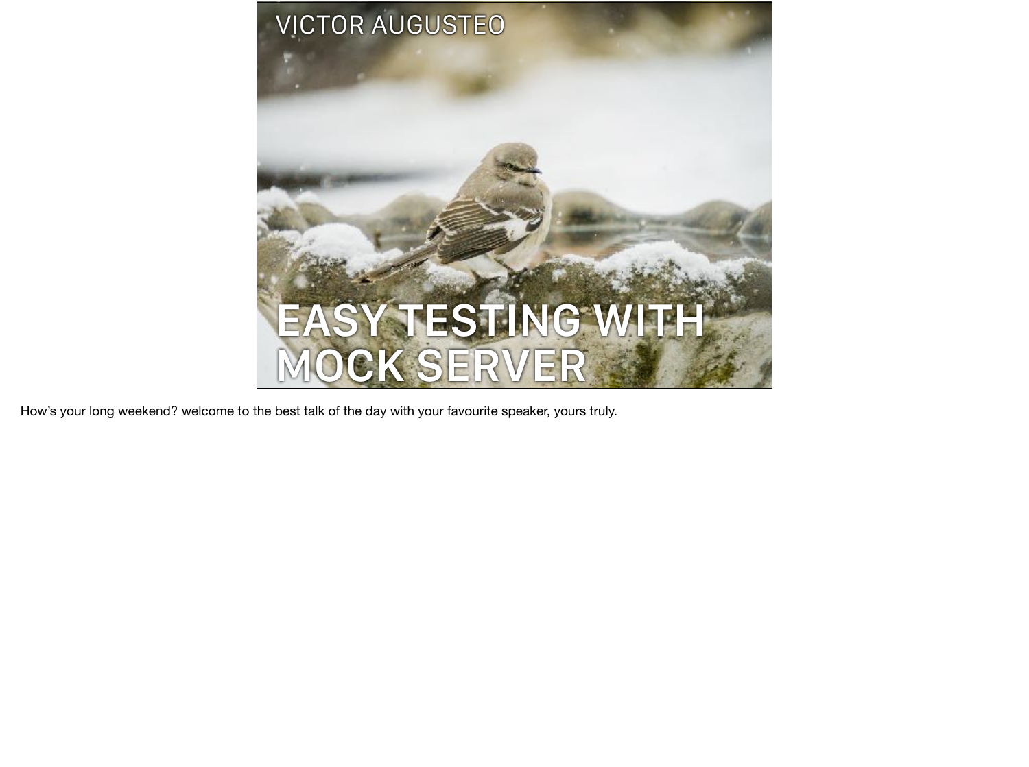VICTOR AUGUSTEO

# EASY TESTING WITH MOCK SERVER

How’s your long weekend? welcome to the best talk of the day with your favourite speaker, yours truly.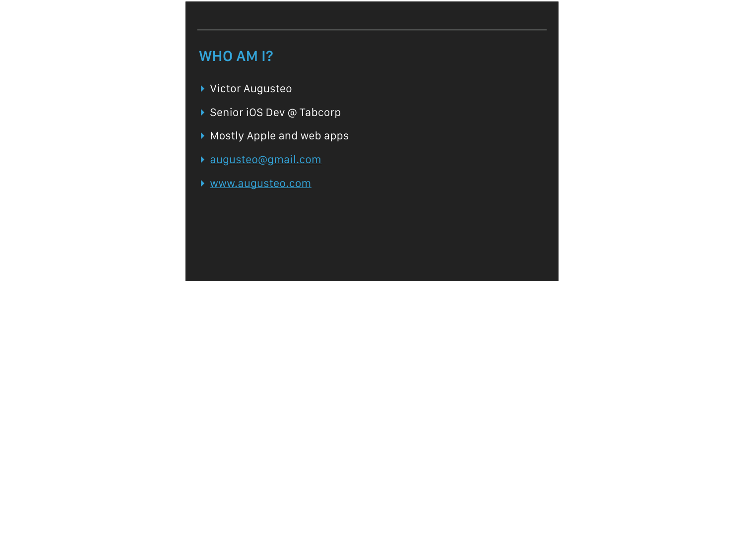## WHO AM I?

- Victor Augusteo
- Senior iOS Dev @ Tabcorp
- Mostly Apple and web apps
- augusteo@gmail.com
- www.augusteo.com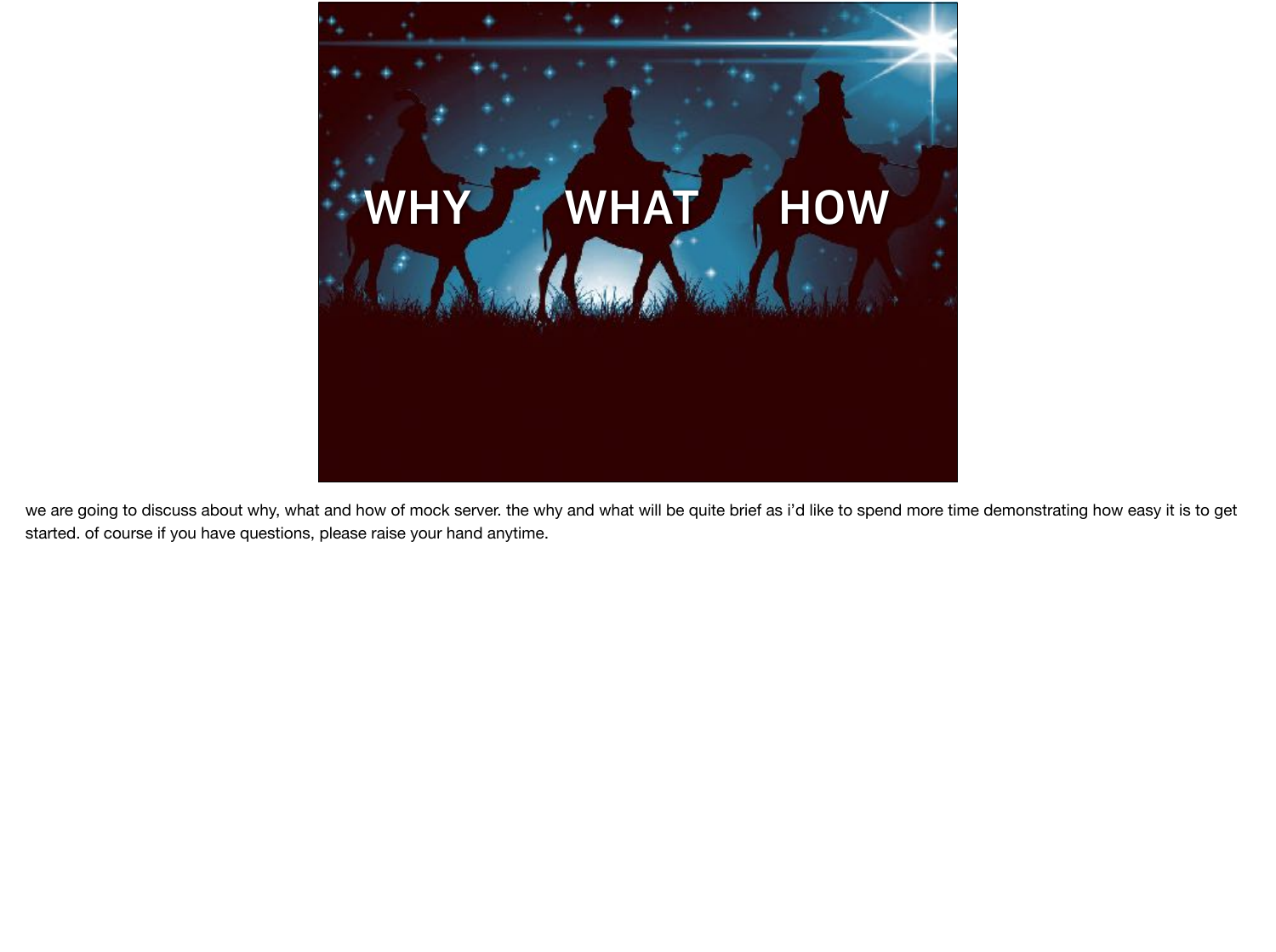WHY WHAT HOW

we are going to discuss about why, what and how of mock server. the why and what will be quite brief as i'd like to spend more time demonstrating how easy it is to get started. of course if you have questions, please raise your hand anytime.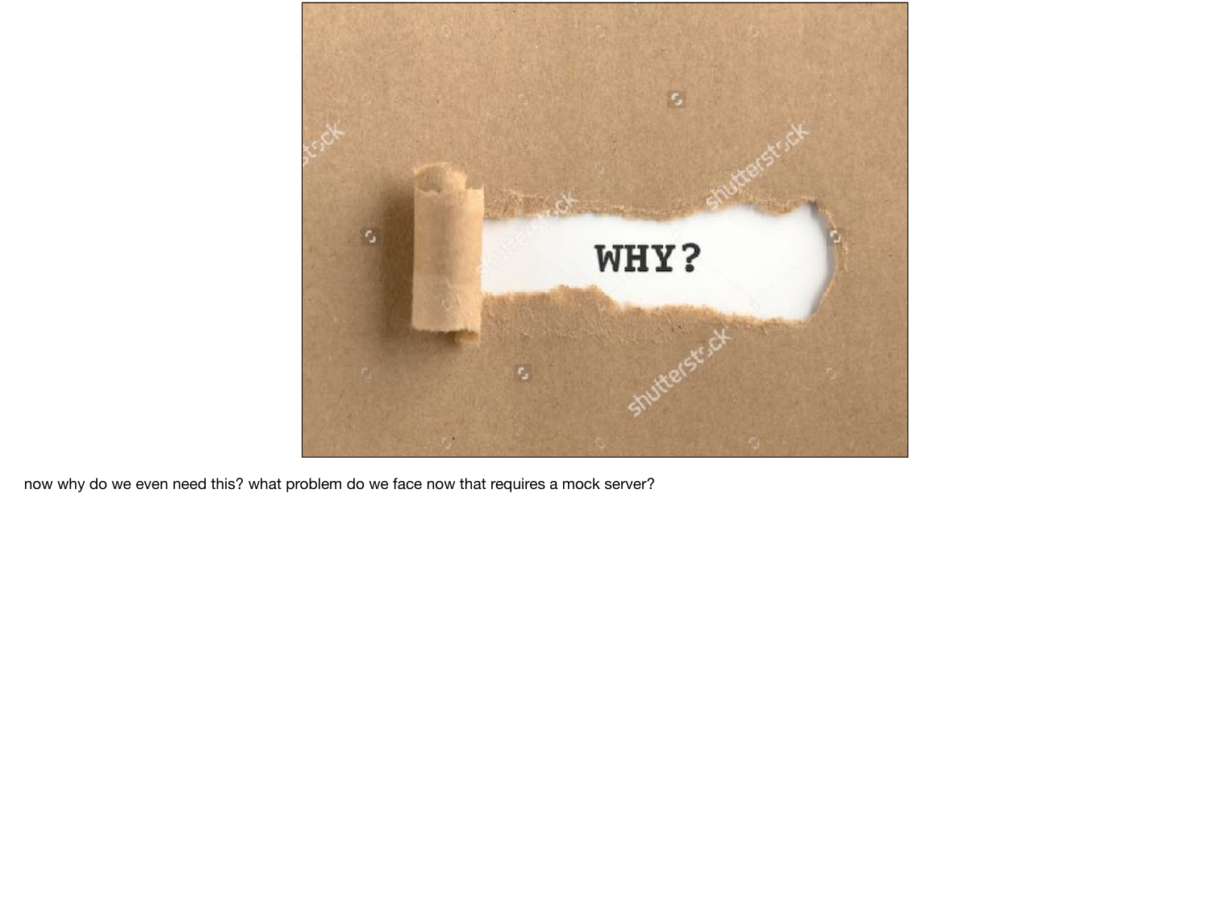now why do we even need this? what problem do we face now that requires a mock server?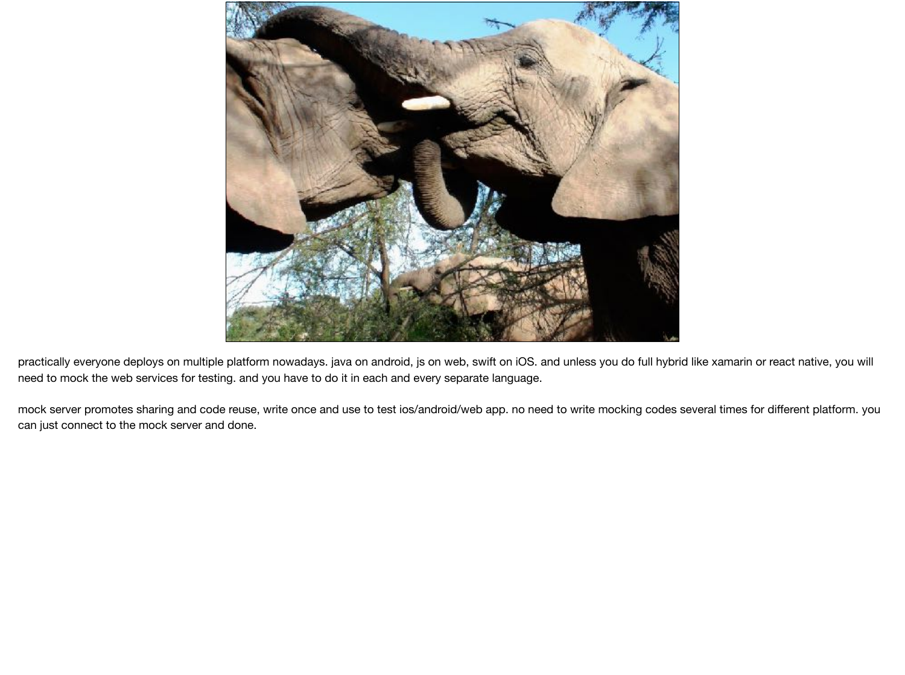practically everyone deploys on multiple platform nowadays. java on android, js on web, swift on iOS. and unless you do full hybrid like xamarin or react native, you will need to mock the web services for testing. and you have to do it in each and every separate language.

mock server promotes sharing and code reuse, write once and use to test ios/android/web app. no need to write mocking codes several times for different platform. you can just connect to the mock server and done.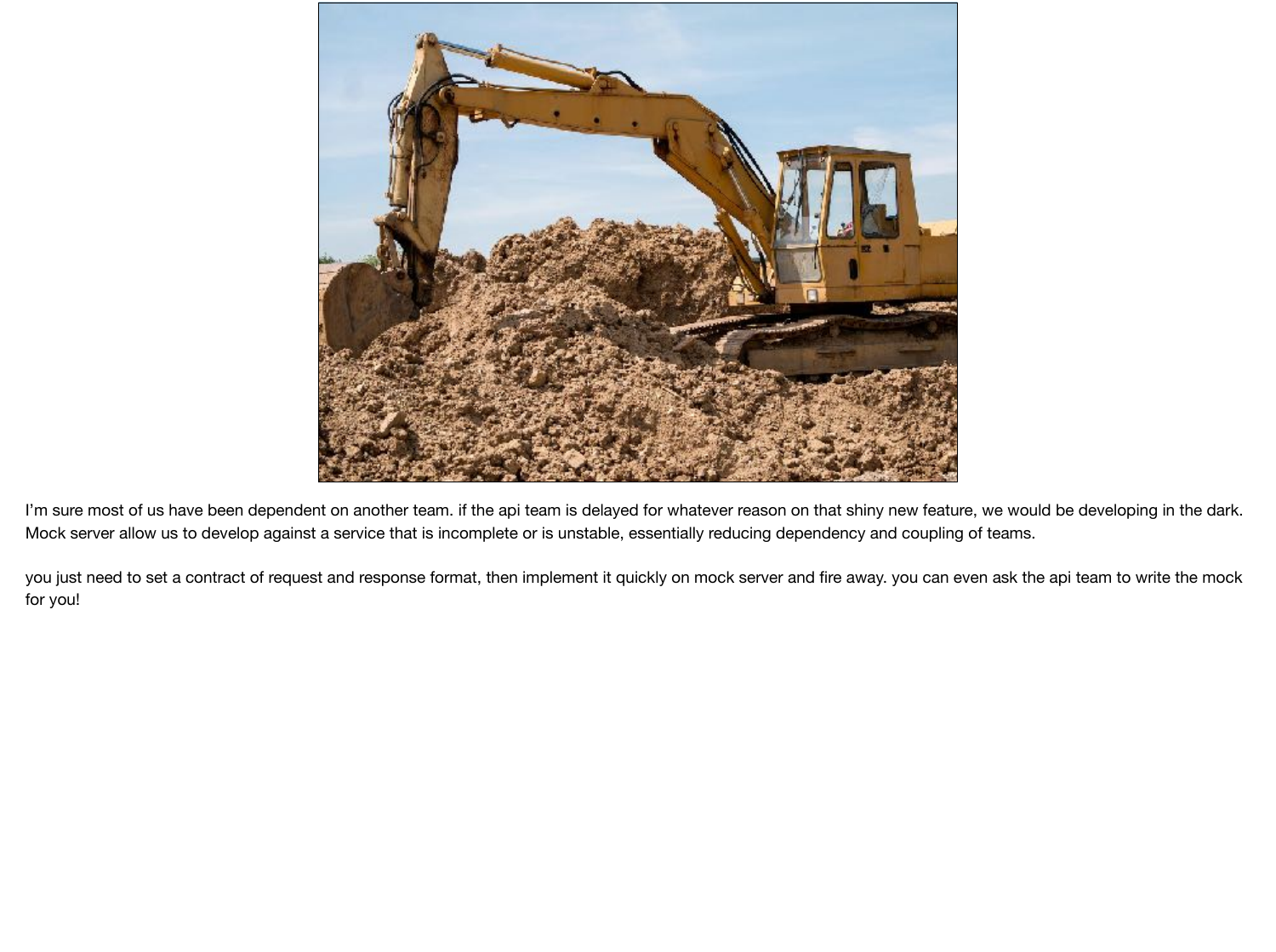I'm sure most of us have been dependent on another team. if the api team is delayed for whatever reason on that shiny new feature, we would be developing in the dark. Mock server allow us to develop against a service that is incomplete or is unstable, essentially reducing dependency and coupling of teams.

you just need to set a contract of request and response format, then implement it quickly on mock server and fire away. you can even ask the api team to write the mock for you!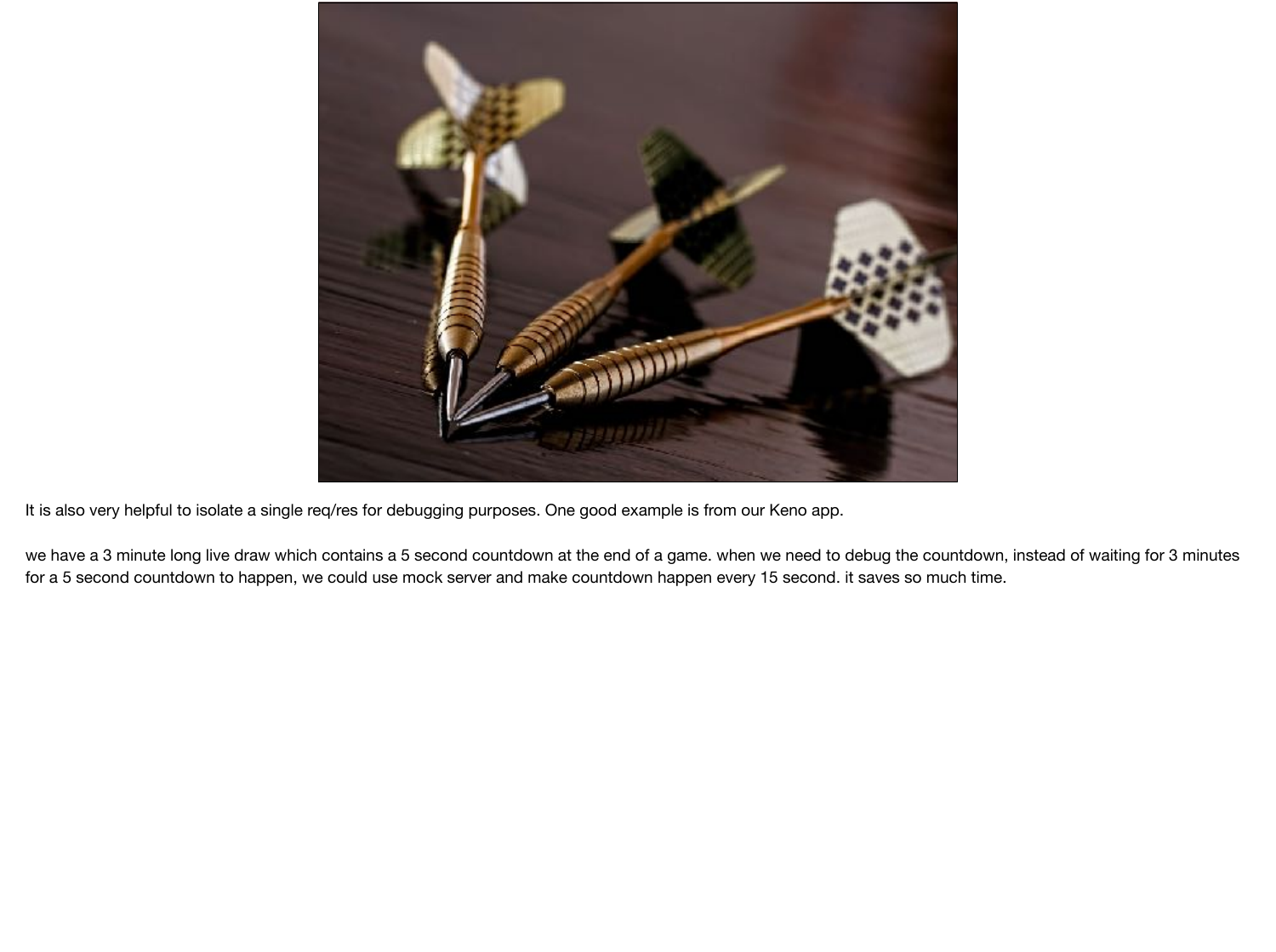It is also very helpful to isolate a single req/res for debugging purposes. One good example is from our Keno app.

we have a 3 minute long live draw which contains a 5 second countdown at the end of a game. when we need to debug the countdown, instead of waiting for 3 minutes for a 5 second countdown to happen, we could use mock server and make countdown happen every 15 second. it saves so much time.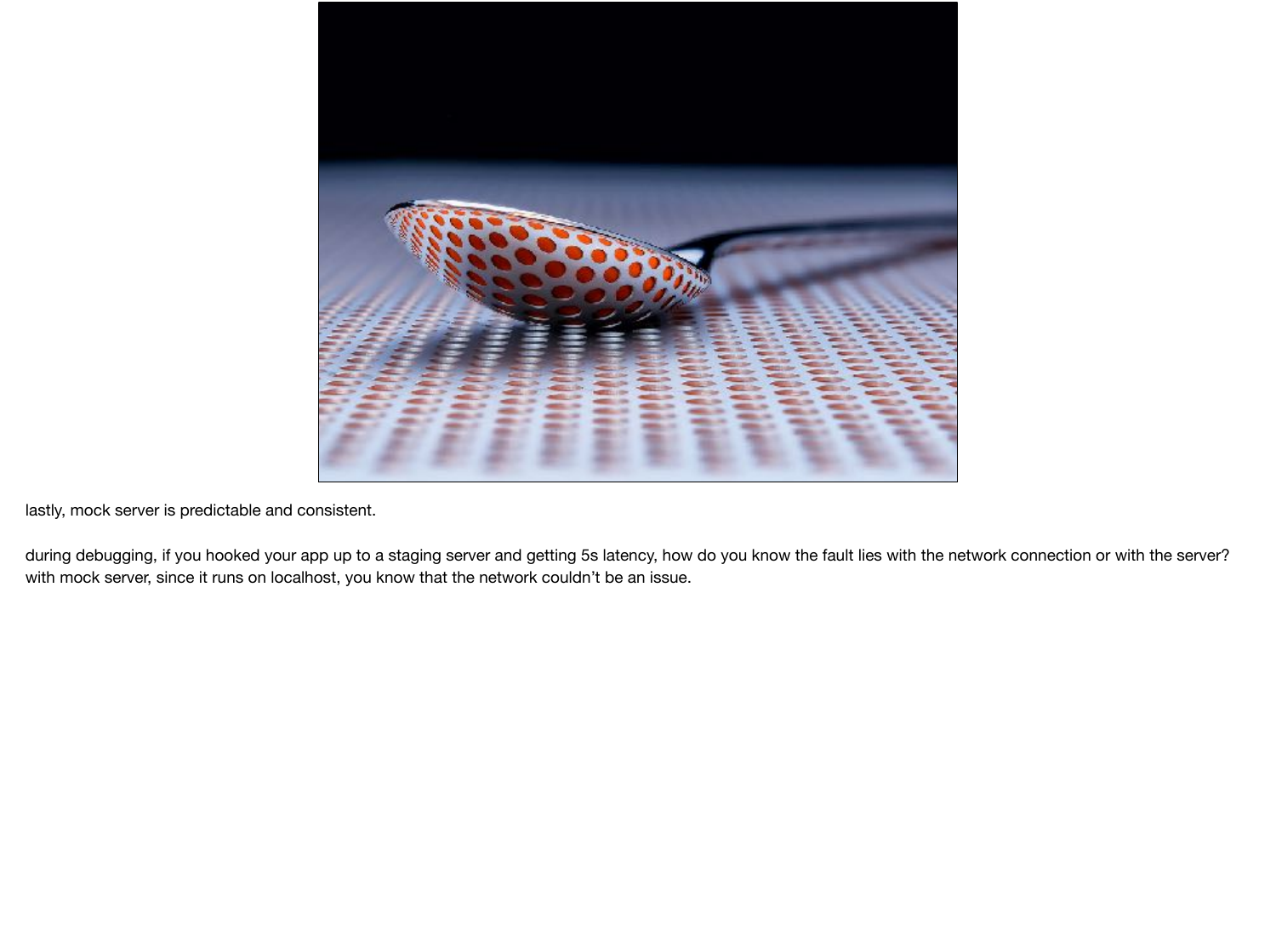lastly, mock server is predictable and consistent.

during debugging, if you hooked your app up to a staging server and getting 5s latency, how do you know the fault lies with the network connection or with the server? with mock server, since it runs on localhost, you know that the network couldn't be an issue.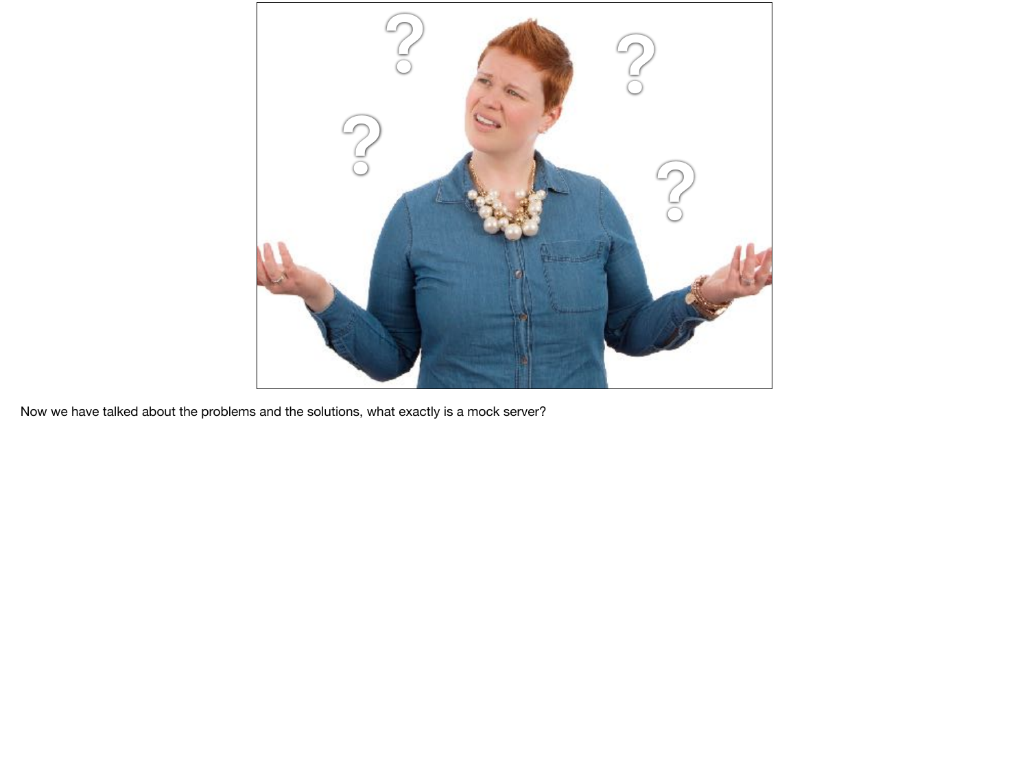Now we have talked about the problems and the solutions, what exactly is a mock server?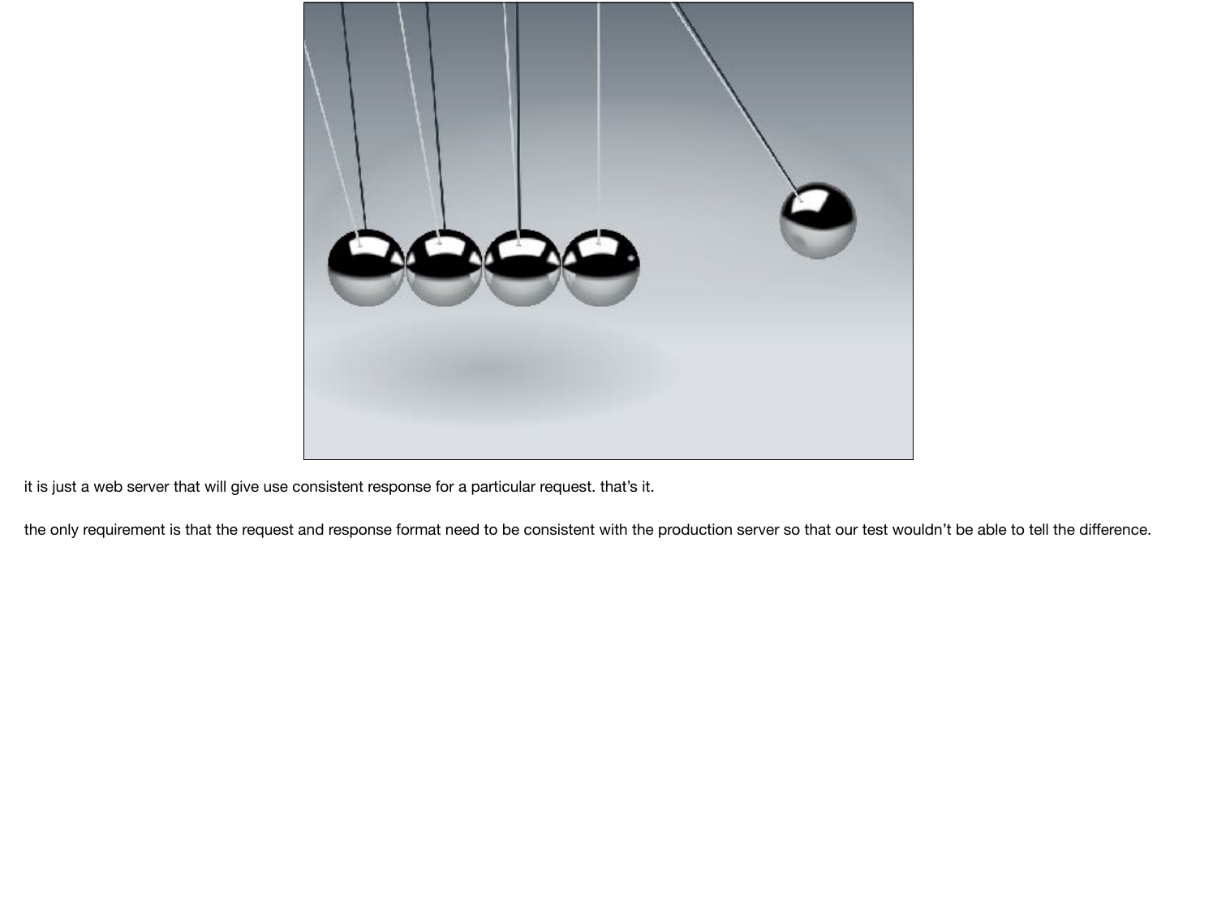it is just a web server that will give use consistent response for a particular request. that’s it.

the only requirement is that the request and response format need to be consistent with the production server so that our test wouldn’t be able to tell the difference.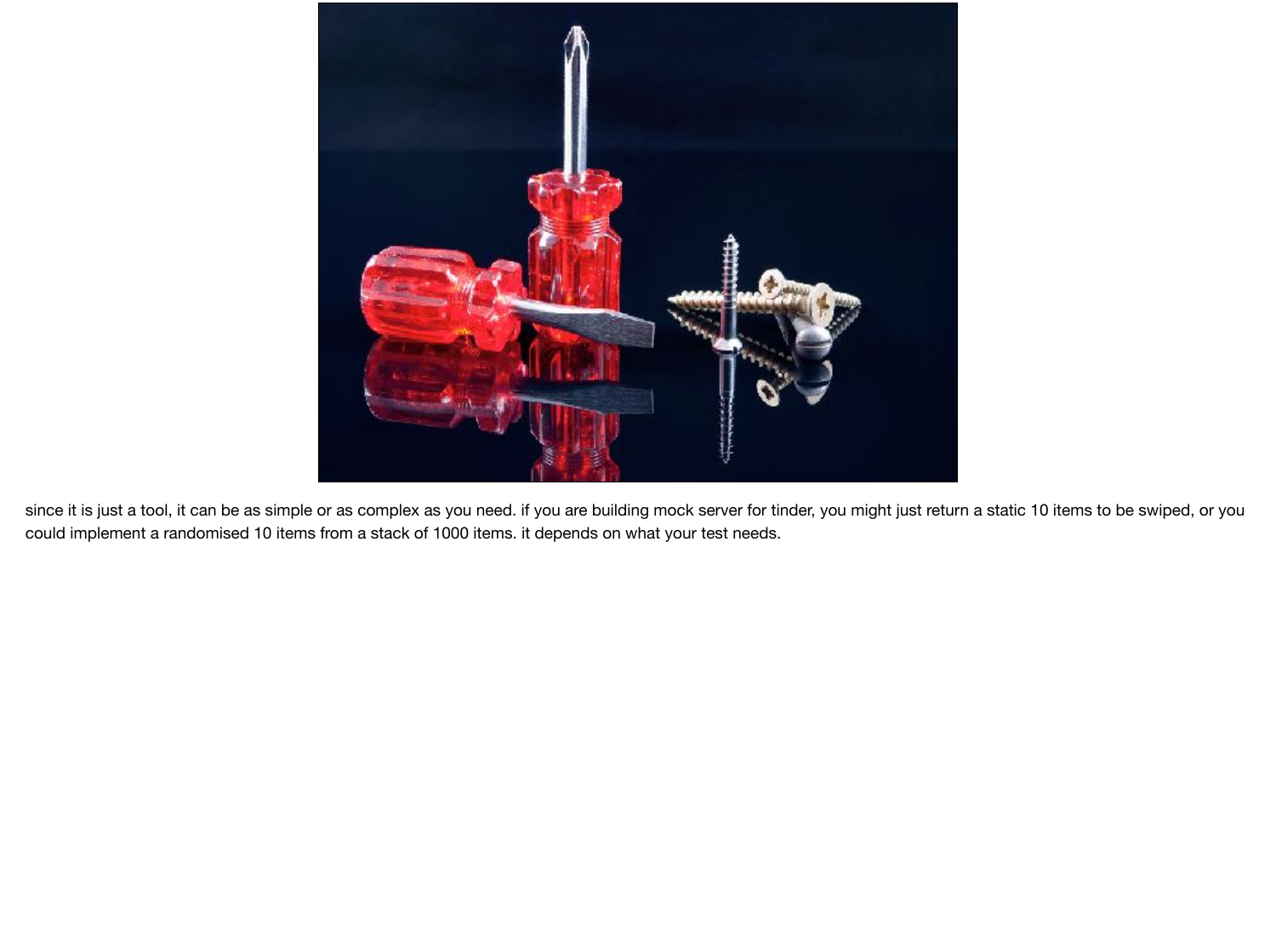since it is just a tool, it can be as simple or as complex as you need. if you are building mock server for tinder, you might just return a static 10 items to be swiped, or you could implement a randomised 10 items from a stack of 1000 items. it depends on what your test needs.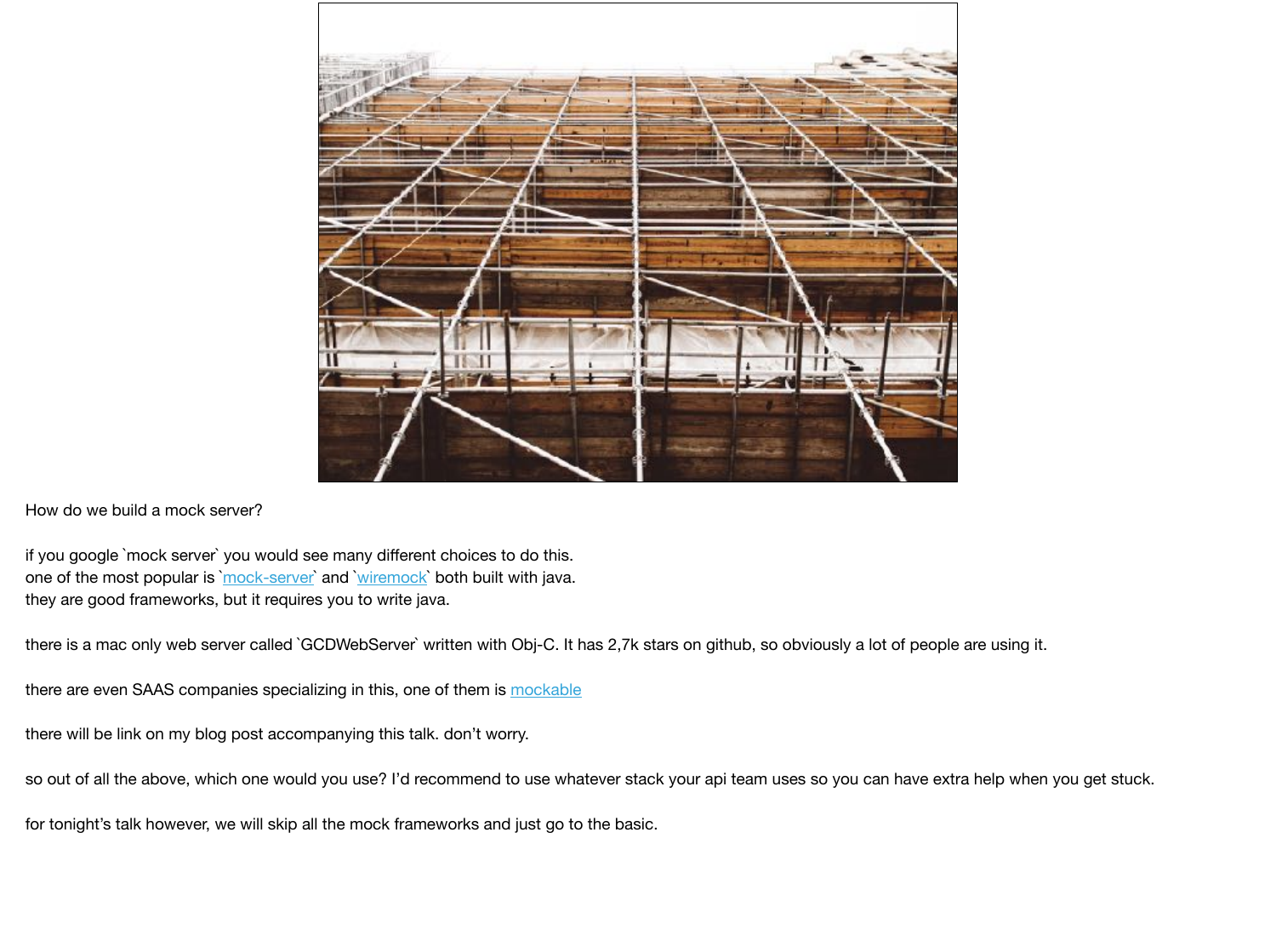How do we build a mock server?

if you google `mock server` you would see many different choices to do this.
one of the most popular is `mock-server` and `wiremock` both built with java.
they are good frameworks, but it requires you to write java.

there is a mac only web server called `GCDWebServer` written with Obj-C. It has 2,7k stars on github, so obviously a lot of people are using it.

there are even SAAS companies specializing in this, one of them is mockable

there will be link on my blog post accompanying this talk. don't worry.

so out of all the above, which one would you use? I'd recommend to use whatever stack your api team uses so you can have extra help when you get stuck.

for tonight's talk however, we will skip all the mock frameworks and just go to the basic.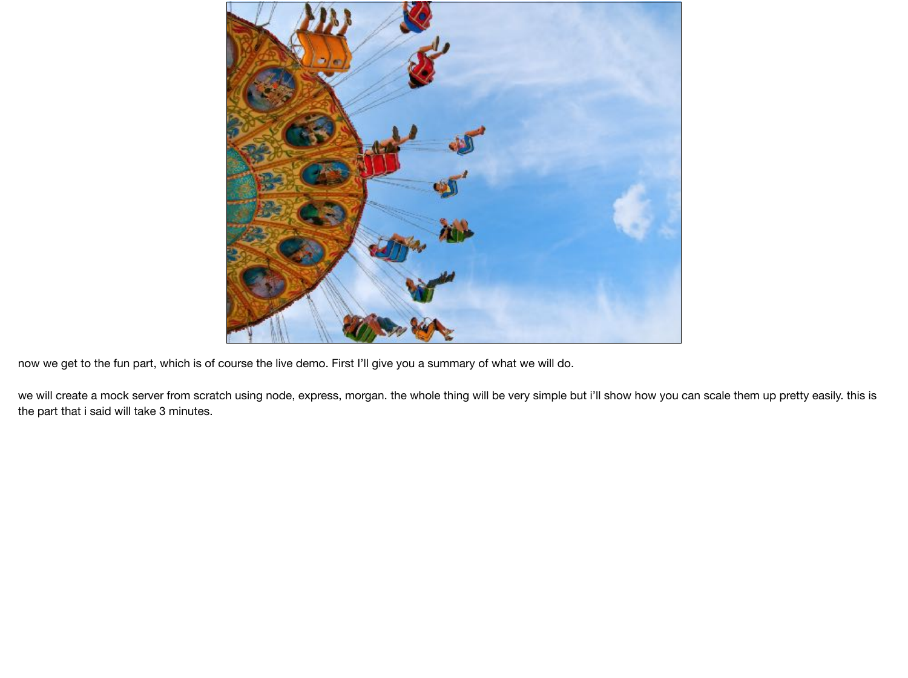now we get to the fun part, which is of course the live demo. First I'll give you a summary of what we will do.

we will create a mock server from scratch using node, express, morgan. the whole thing will be very simple but i'll show how you can scale them up pretty easily. this is the part that i said will take 3 minutes.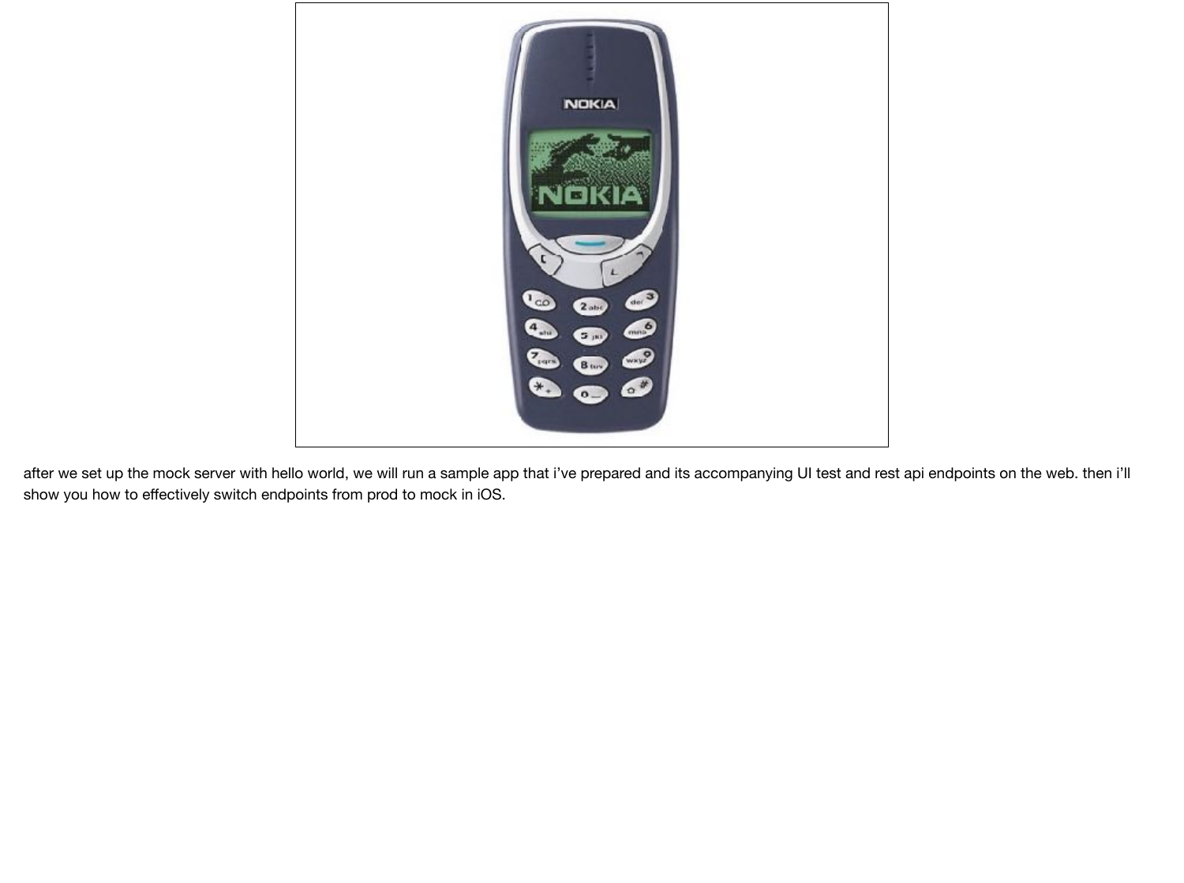after we set up the mock server with hello world, we will run a sample app that i've prepared and its accompanying UI test and rest api endpoints on the web. then i'll show you how to effectively switch endpoints from prod to mock in iOS.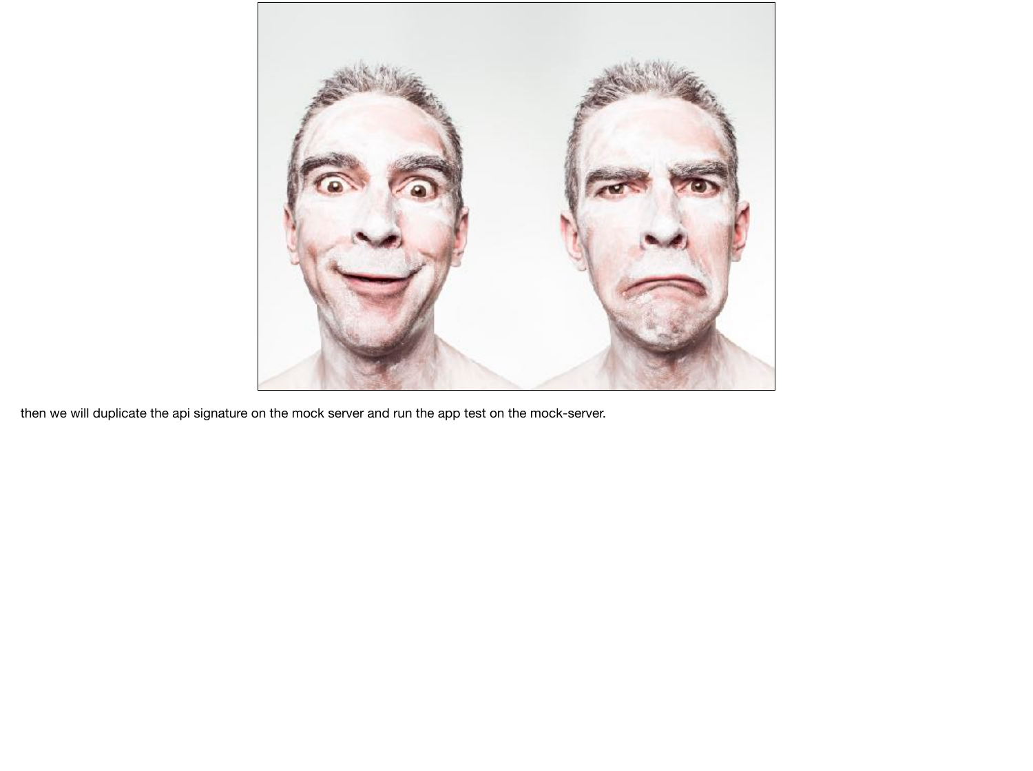then we will duplicate the api signature on the mock server and run the app test on the mock-server.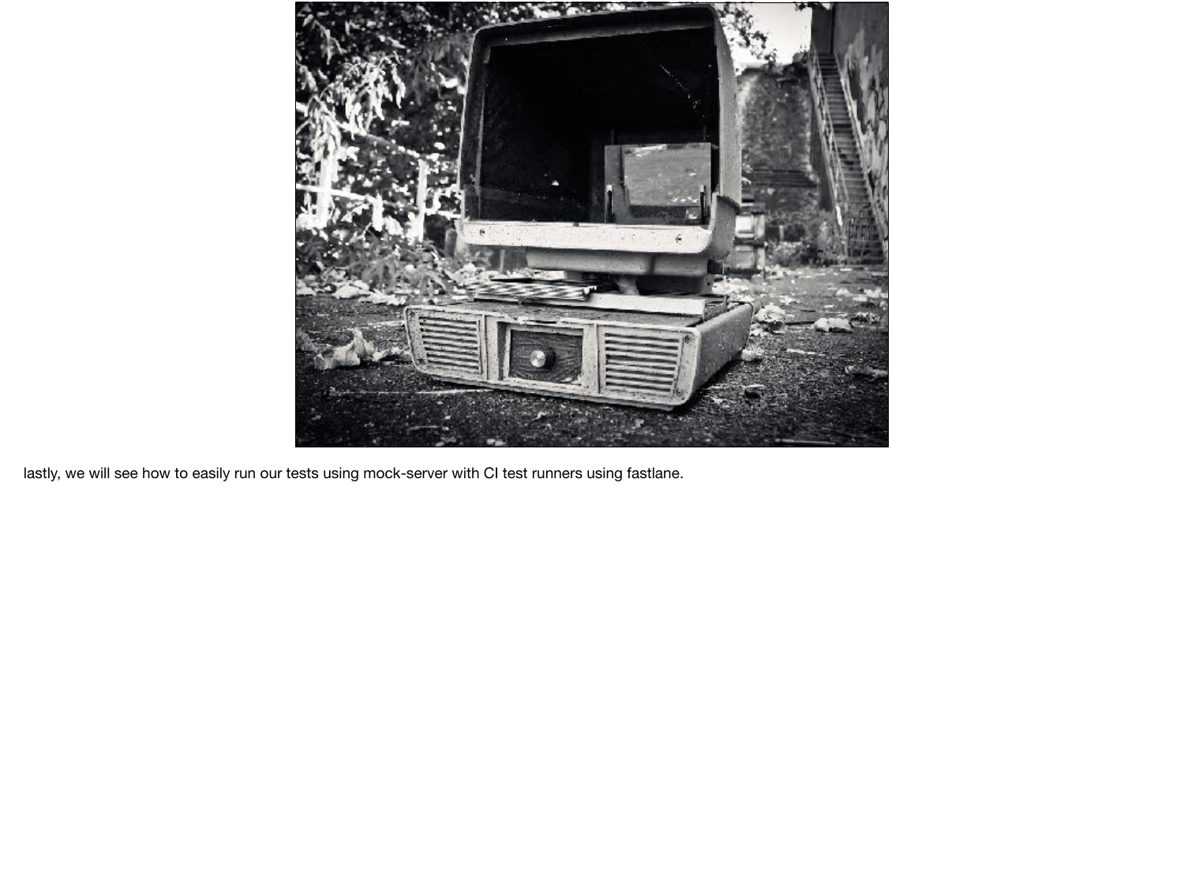lastly, we will see how to easily run our tests using mock-server with CI test runners using fastlane.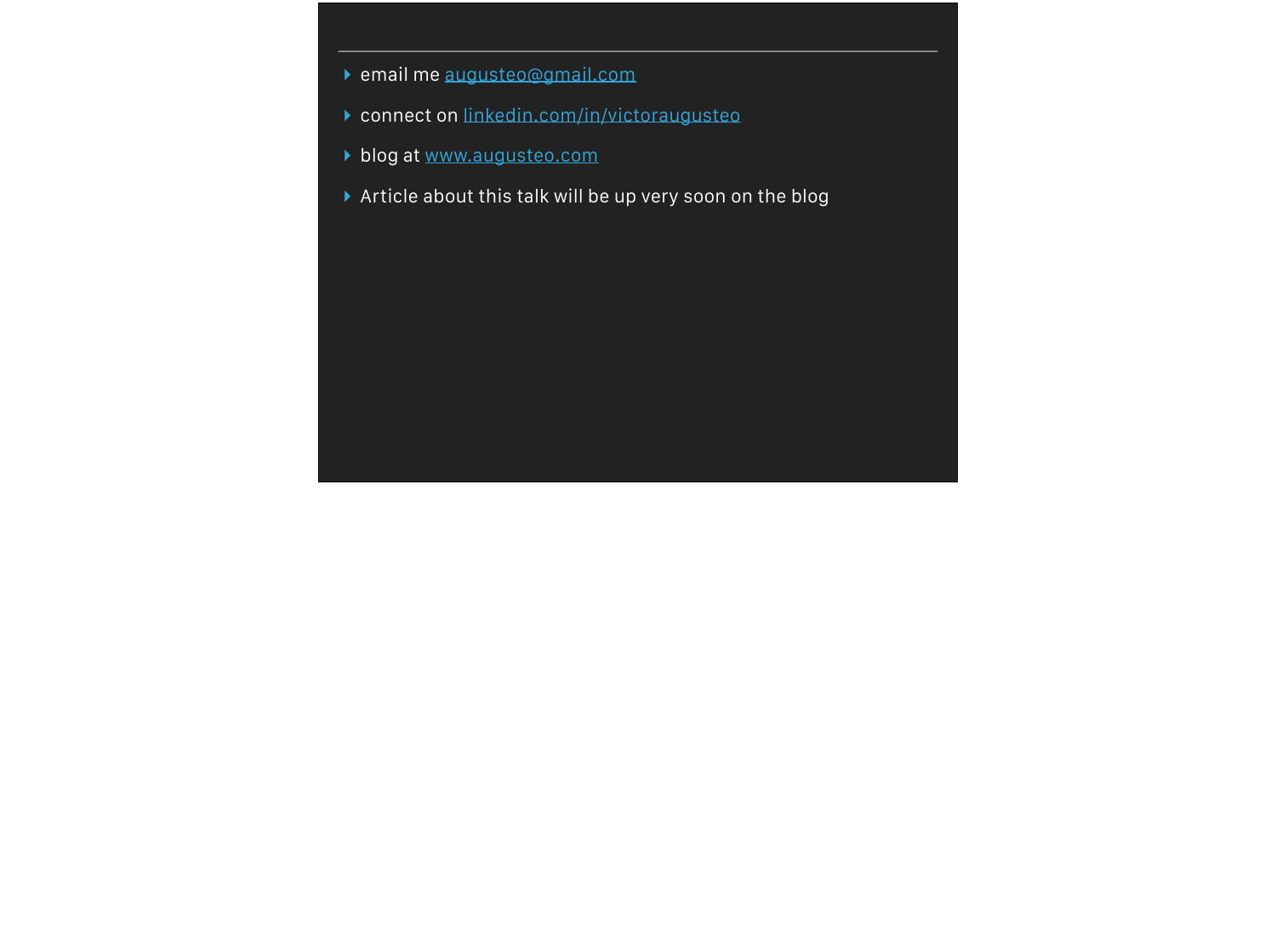- email me augusteo@gmail.com
- connect on linkedin.com/in/victoraugusteo
- blog at www.augusteo.com
- Article about this talk will be up very soon on the blog